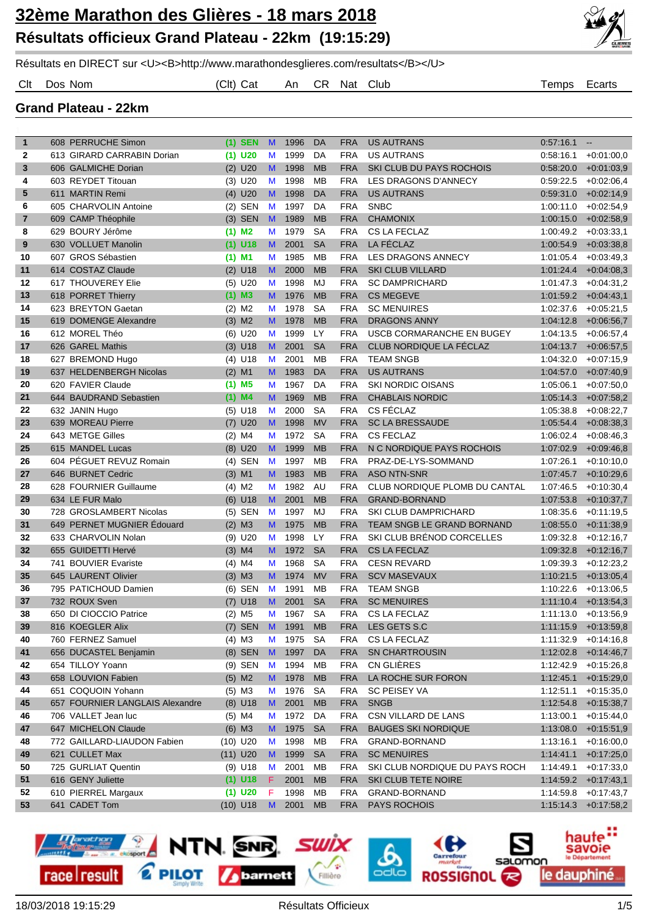# 32ème Marathon des Glières - 18 mars 2018

## Résultats officieux Grand Plateau - 22km (19:15:29)

Résultats en DIRECT sur <U><B>http://www.marathondesglieres.com/resultats</B></U>

### Grand Plateau - 22km

| Clt | Dos | Nom | (Clt) Cat | | An | CR | Nat | Club | Temps | Ecarts |
|---|---|---|---|---|---|---|---|---|---|---|
| 1 | 608 | PERRUCHE Simon | (1) SEN | M | 1996 | DA | FRA | US AUTRANS | 0:57:16.1 | -- |
| 2 | 613 | GIRARD CARRABIN Dorian | (1) U20 | M | 1999 | DA | FRA | US AUTRANS | 0:58:16.1 | +0:01:00,0 |
| 3 | 606 | GALMICHE Dorian | (2) U20 | M | 1998 | MB | FRA | SKI CLUB DU PAYS ROCHOIS | 0:58:20.0 | +0:01:03,9 |
| 4 | 603 | REYDET Titouan | (3) U20 | M | 1998 | MB | FRA | LES DRAGONS D'ANNECY | 0:59:22.5 | +0:02:06,4 |
| 5 | 611 | MARTIN Remi | (4) U20 | M | 1998 | DA | FRA | US AUTRANS | 0:59:31.0 | +0:02:14,9 |
| 6 | 605 | CHARVOLIN Antoine | (2) SEN | M | 1997 | DA | FRA | SNBC | 1:00:11.0 | +0:02:54,9 |
| 7 | 609 | CAMP Théophile | (3) SEN | M | 1989 | MB | FRA | CHAMONIX | 1:00:15.0 | +0:02:58,9 |
| 8 | 629 | BOURY Jérôme | (1) M2 | M | 1979 | SA | FRA | CS LA FECLAZ | 1:00:49.2 | +0:03:33,1 |
| 9 | 630 | VOLLUET Manolin | (1) U18 | M | 2001 | SA | FRA | LA FÉCLAZ | 1:00:54.9 | +0:03:38,8 |
| 10 | 607 | GROS Sébastien | (1) M1 | M | 1985 | MB | FRA | LES DRAGONS ANNECY | 1:01:05.4 | +0:03:49,3 |
| 11 | 614 | COSTAZ Claude | (2) U18 | M | 2000 | MB | FRA | SKI CLUB VILLARD | 1:01:24.4 | +0:04:08,3 |
| 12 | 617 | THOUVEREY Elie | (5) U20 | M | 1998 | MJ | FRA | SC DAMPRICHARD | 1:01:47.3 | +0:04:31,2 |
| 13 | 618 | PORRET Thierry | (1) M3 | M | 1976 | MB | FRA | CS MEGEVE | 1:01:59.2 | +0:04:43,1 |
| 14 | 623 | BREYTON Gaetan | (2) M2 | M | 1978 | SA | FRA | SC MENUIRES | 1:02:37.6 | +0:05:21,5 |
| 15 | 619 | DOMENGE Alexandre | (3) M2 | M | 1978 | MB | FRA | DRAGONS ANNY | 1:04:12.8 | +0:06:56,7 |
| 16 | 612 | MOREL Théo | (6) U20 | M | 1999 | LY | FRA | USCB CORMARANCHE EN BUGEY | 1:04:13.5 | +0:06:57,4 |
| 17 | 626 | GAREL Mathis | (3) U18 | M | 2001 | SA | FRA | CLUB NORDIQUE LA FÉCLAZ | 1:04:13.7 | +0:06:57,5 |
| 18 | 627 | BREMOND Hugo | (4) U18 | M | 2001 | MB | FRA | TEAM SNGB | 1:04:32.0 | +0:07:15,9 |
| 19 | 637 | HELDENBERGH Nicolas | (2) M1 | M | 1983 | DA | FRA | US AUTRANS | 1:04:57.0 | +0:07:40,9 |
| 20 | 620 | FAVIER Claude | (1) M5 | M | 1967 | DA | FRA | SKI NORDIC OISANS | 1:05:06.1 | +0:07:50,0 |
| 21 | 644 | BAUDRAND Sebastien | (1) M4 | M | 1969 | MB | FRA | CHABLAIS NORDIC | 1:05:14.3 | +0:07:58,2 |
| 22 | 632 | JANIN Hugo | (5) U18 | M | 2000 | SA | FRA | CS FÉCLAZ | 1:05:38.8 | +0:08:22,7 |
| 23 | 639 | MOREAU Pierre | (7) U20 | M | 1998 | MV | FRA | SC LA BRESSAUDE | 1:05:54.4 | +0:08:38,3 |
| 24 | 643 | METGE Gilles | (2) M4 | M | 1972 | SA | FRA | CS FECLAZ | 1:06:02.4 | +0:08:46,3 |
| 25 | 615 | MANDEL Lucas | (8) U20 | M | 1999 | MB | FRA | N C NORDIQUE PAYS ROCHOIS | 1:07:02.9 | +0:09:46,8 |
| 26 | 604 | PÉGUET REVUZ Romain | (4) SEN | M | 1997 | MB | FRA | PRAZ-DE-LYS-SOMMAND | 1:07:26.1 | +0:10:10,0 |
| 27 | 646 | BURNET Cedric | (3) M1 | M | 1983 | MB | FRA | ASO NTN-SNR | 1:07:45.7 | +0:10:29,6 |
| 28 | 628 | FOURNIER Guillaume | (4) M2 | M | 1982 | AU | FRA | CLUB NORDIQUE PLOMB DU CANTAL | 1:07:46.5 | +0:10:30,4 |
| 29 | 634 | LE FUR Malo | (6) U18 | M | 2001 | MB | FRA | GRAND-BORNAND | 1:07:53.8 | +0:10:37,7 |
| 30 | 728 | GROSLAMBERT Nicolas | (5) SEN | M | 1997 | MJ | FRA | SKI CLUB DAMPRICHARD | 1:08:35.6 | +0:11:19,5 |
| 31 | 649 | PERNET MUGNIER Édouard | (2) M3 | M | 1975 | MB | FRA | TEAM SNGB LE GRAND BORNAND | 1:08:55.0 | +0:11:38,9 |
| 32 | 633 | CHARVOLIN Nolan | (9) U20 | M | 1998 | LY | FRA | SKI CLUB BRÉNOD CORCELLES | 1:09:32.8 | +0:12:16,7 |
| 32 | 655 | GUIDETTI Hervé | (3) M4 | M | 1972 | SA | FRA | CS LA FECLAZ | 1:09:32.8 | +0:12:16,7 |
| 34 | 741 | BOUVIER Evariste | (4) M4 | M | 1968 | SA | FRA | CESN REVARD | 1:09:39.3 | +0:12:23,2 |
| 35 | 645 | LAURENT Olivier | (3) M3 | M | 1974 | MV | FRA | SCV MASEVAUX | 1:10:21.5 | +0:13:05,4 |
| 36 | 795 | PATICHOUD Damien | (6) SEN | M | 1991 | MB | FRA | TEAM SNGB | 1:10:22.6 | +0:13:06,5 |
| 37 | 732 | ROUX Sven | (7) U18 | M | 2001 | SA | FRA | SC MENUIRES | 1:11:10.4 | +0:13:54,3 |
| 38 | 650 | DI CIOCCIO Patrice | (2) M5 | M | 1967 | SA | FRA | CS LA FECLAZ | 1:11:13.0 | +0:13:56,9 |
| 39 | 816 | KOEGLER Alix | (7) SEN | M | 1991 | MB | FRA | LES GETS S.C | 1:11:15.9 | +0:13:59,8 |
| 40 | 760 | FERNEZ Samuel | (4) M3 | M | 1975 | SA | FRA | CS LA FECLAZ | 1:11:32.9 | +0:14:16,8 |
| 41 | 656 | DUCASTEL Benjamin | (8) SEN | M | 1997 | DA | FRA | SN CHARTROUSIN | 1:12:02.8 | +0:14:46,7 |
| 42 | 654 | TILLOY Yoann | (9) SEN | M | 1994 | MB | FRA | CN GLIÈRES | 1:12:42.9 | +0:15:26,8 |
| 43 | 658 | LOUVION Fabien | (5) M2 | M | 1978 | MB | FRA | LA ROCHE SUR FORON | 1:12:45.1 | +0:15:29,0 |
| 44 | 651 | COQUOIN Yohann | (5) M3 | M | 1976 | SA | FRA | SC PEISEY VA | 1:12:51.1 | +0:15:35,0 |
| 45 | 657 | FOURNIER LANGLAIS Alexandre | (8) U18 | M | 2001 | MB | FRA | SNGB | 1:12:54.8 | +0:15:38,7 |
| 46 | 706 | VALLET Jean luc | (5) M4 | M | 1972 | DA | FRA | CSN VILLARD DE LANS | 1:13:00.1 | +0:15:44,0 |
| 47 | 647 | MICHELON Claude | (6) M3 | M | 1975 | SA | FRA | BAUGES SKI NORDIQUE | 1:13:08.0 | +0:15:51,9 |
| 48 | 772 | GAILLARD-LIAUDON Fabien | (10) U20 | M | 1998 | MB | FRA | GRAND-BORNAND | 1:13:16.1 | +0:16:00,0 |
| 49 | 621 | CULLET Max | (11) U20 | M | 1999 | SA | FRA | SC MENUIRES | 1:14:41.1 | +0:17:25,0 |
| 50 | 725 | GURLIAT Quentin | (9) U18 | M | 2001 | MB | FRA | SKI CLUB NORDIQUE DU PAYS ROCH | 1:14:49.1 | +0:17:33,0 |
| 51 | 616 | GENY Juliette | (1) U18 | F | 2001 | MB | FRA | SKI CLUB TETE NOIRE | 1:14:59.2 | +0:17:43,1 |
| 52 | 610 | PIERREL Margaux | (1) U20 | F | 1998 | MB | FRA | GRAND-BORNAND | 1:14:59.8 | +0:17:43,7 |
| 53 | 641 | CADET Tom | (10) U18 | M | 2001 | MB | FRA | PAYS ROCHOIS | 1:15:14.3 | +0:17:58,2 |

18/03/2018 19:15:29 — Résultats Officieux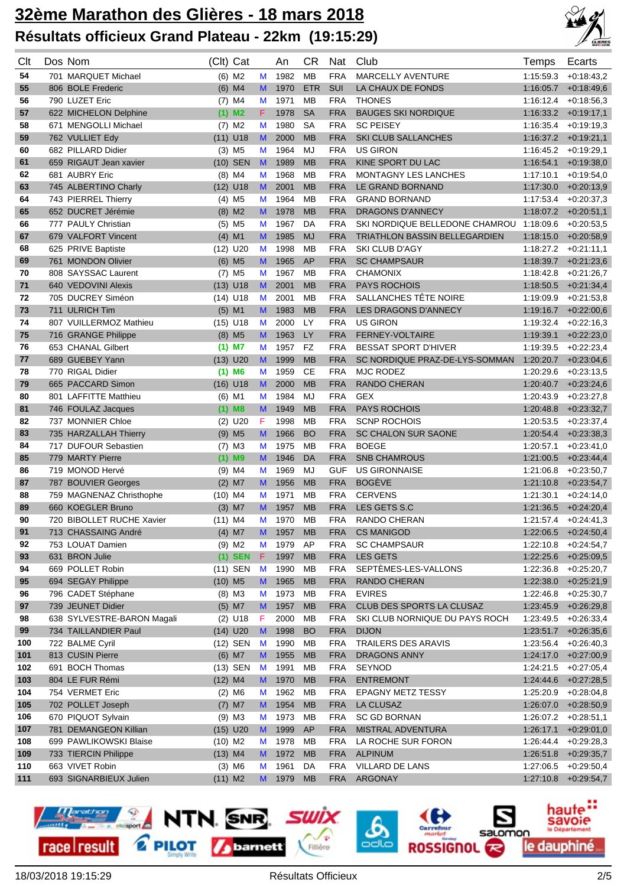# 32ème Marathon des Glières - 18 mars 2018

## Résultats officieux Grand Plateau - 22km (19:15:29)

| Clt | Dos | Nom | (Clt) | Cat | | An | CR | Nat | Club | Temps | Ecarts |
|---|---|---|---|---|---|---|---|---|---|---|---|
| 54 | 701 | MARQUET Michael | (6) | M2 | M | 1982 | MB | FRA | MARCELLY AVENTURE | 1:15:59.3 | +0:18:43,2 |
| 55 | 806 | BOLE Frederic | (6) | M4 | M | 1970 | ETR | SUI | LA CHAUX DE FONDS | 1:16:05.7 | +0:18:49,6 |
| 56 | 790 | LUZET Eric | (7) | M4 | M | 1971 | MB | FRA | THONES | 1:16:12.4 | +0:18:56,3 |
| 57 | 622 | MICHELON Delphine | (1) | M2 | F | 1978 | SA | FRA | BAUGES SKI NORDIQUE | 1:16:33.2 | +0:19:17,1 |
| 58 | 671 | MENGOLLI Michael | (7) | M2 | M | 1980 | SA | FRA | SC PEISEY | 1:16:35.4 | +0:19:19,3 |
| 59 | 762 | VULLIET Edy | (11) | U18 | M | 2000 | MB | FRA | SKI CLUB SALLANCHES | 1:16:37.2 | +0:19:21,1 |
| 60 | 682 | PILLARD Didier | (3) | M5 | M | 1964 | MJ | FRA | US GIRON | 1:16:45.2 | +0:19:29,1 |
| 61 | 659 | RIGAUT Jean xavier | (10) | SEN | M | 1989 | MB | FRA | KINE SPORT DU LAC | 1:16:54.1 | +0:19:38,0 |
| 62 | 681 | AUBRY Eric | (8) | M4 | M | 1968 | MB | FRA | MONTAGNY LES LANCHES | 1:17:10.1 | +0:19:54,0 |
| 63 | 745 | ALBERTINO Charly | (12) | U18 | M | 2001 | MB | FRA | LE GRAND BORNAND | 1:17:30.0 | +0:20:13,9 |
| 64 | 743 | PIERREL Thierry | (4) | M5 | M | 1964 | MB | FRA | GRAND BORNAND | 1:17:53.4 | +0:20:37,3 |
| 65 | 652 | DUCRET Jérémie | (8) | M2 | M | 1978 | MB | FRA | DRAGONS D'ANNECY | 1:18:07.2 | +0:20:51,1 |
| 66 | 777 | PAULY Christian | (5) | M5 | M | 1967 | DA | FRA | SKI NORDIQUE BELLEDONE CHAMROU | 1:18:09.6 | +0:20:53,5 |
| 67 | 679 | VALFORT Vincent | (4) | M1 | M | 1985 | MJ | FRA | TRIATHLON BASSIN BELLEGARDIEN | 1:18:15.0 | +0:20:58,9 |
| 68 | 625 | PRIVE Baptiste | (12) | U20 | M | 1998 | MB | FRA | SKI CLUB D'AGY | 1:18:27.2 | +0:21:11,1 |
| 69 | 761 | MONDON Olivier | (6) | M5 | M | 1965 | AP | FRA | SC CHAMPSAUR | 1:18:39.7 | +0:21:23,6 |
| 70 | 808 | SAYSSAC Laurent | (7) | M5 | M | 1967 | MB | FRA | CHAMONIX | 1:18:42.8 | +0:21:26,7 |
| 71 | 640 | VEDOVINI Alexis | (13) | U18 | M | 2001 | MB | FRA | PAYS ROCHOIS | 1:18:50.5 | +0:21:34,4 |
| 72 | 705 | DUCREY Siméon | (14) | U18 | M | 2001 | MB | FRA | SALLANCHES TÊTE NOIRE | 1:19:09.9 | +0:21:53,8 |
| 73 | 711 | ULRICH Tim | (5) | M1 | M | 1983 | MB | FRA | LES DRAGONS D'ANNECY | 1:19:16.7 | +0:22:00,6 |
| 74 | 807 | VUILLERMOZ Mathieu | (15) | U18 | M | 2000 | LY | FRA | US GIRON | 1:19:32.4 | +0:22:16,3 |
| 75 | 716 | GRANGE Philippe | (8) | M5 | M | 1963 | LY | FRA | FERNEY-VOLTAIRE | 1:19:39.1 | +0:22:23,0 |
| 76 | 653 | CHANAL Gilbert | (1) | M7 | M | 1957 | FZ | FRA | BESSAT SPORT D'HIVER | 1:19:39.5 | +0:22:23,4 |
| 77 | 689 | GUEBEY Yann | (13) | U20 | M | 1999 | MB | FRA | SC NORDIQUE PRAZ-DE-LYS-SOMMAN | 1:20:20.7 | +0:23:04,6 |
| 78 | 770 | RIGAL Didier | (1) | M6 | M | 1959 | CE | FRA | MJC RODEZ | 1:20:29.6 | +0:23:13,5 |
| 79 | 665 | PACCARD Simon | (16) | U18 | M | 2000 | MB | FRA | RANDO CHERAN | 1:20:40.7 | +0:23:24,6 |
| 80 | 801 | LAFFITTE Matthieu | (6) | M1 | M | 1984 | MJ | FRA | GEX | 1:20:43.9 | +0:23:27,8 |
| 81 | 746 | FOULAZ Jacques | (1) | M8 | M | 1949 | MB | FRA | PAYS ROCHOIS | 1:20:48.8 | +0:23:32,7 |
| 82 | 737 | MONNIER Chloe | (2) | U20 | F | 1998 | MB | FRA | SCNP ROCHOIS | 1:20:53.5 | +0:23:37,4 |
| 83 | 735 | HARZALLAH Thierry | (9) | M5 | M | 1966 | BO | FRA | SC CHALON SUR SAONE | 1:20:54.4 | +0:23:38,3 |
| 84 | 717 | DUFOUR Sebastien | (7) | M3 | M | 1975 | MB | FRA | BOEGE | 1:20:57.1 | +0:23:41,0 |
| 85 | 779 | MARTY Pierre | (1) | M9 | M | 1946 | DA | FRA | SNB CHAMROUS | 1:21:00.5 | +0:23:44,4 |
| 86 | 719 | MONOD Hervé | (9) | M4 | M | 1969 | MJ | GUF | US GIRONNAISE | 1:21:06.8 | +0:23:50,7 |
| 87 | 787 | BOUVIER Georges | (2) | M7 | M | 1956 | MB | FRA | BOGÈVE | 1:21:10.8 | +0:23:54,7 |
| 88 | 759 | MAGNENAZ Christhophe | (10) | M4 | M | 1971 | MB | FRA | CERVENS | 1:21:30.1 | +0:24:14,0 |
| 89 | 660 | KOEGLER Bruno | (3) | M7 | M | 1957 | MB | FRA | LES GETS S.C | 1:21:36.5 | +0:24:20,4 |
| 90 | 720 | BIBOLLET RUCHE Xavier | (11) | M4 | M | 1970 | MB | FRA | RANDO CHERAN | 1:21:57.4 | +0:24:41,3 |
| 91 | 713 | CHASSAING André | (4) | M7 | M | 1957 | MB | FRA | CS MANIGOD | 1:22:06.5 | +0:24:50,4 |
| 92 | 753 | LOUAT Damien | (9) | M2 | M | 1979 | AP | FRA | SC CHAMPSAUR | 1:22:10.8 | +0:24:54,7 |
| 93 | 631 | BRON Julie | (1) | SEN | F | 1997 | MB | FRA | LES GETS | 1:22:25.6 | +0:25:09,5 |
| 94 | 669 | POLLET Robin | (11) | SEN | M | 1990 | MB | FRA | SEPTÈMES-LES-VALLONS | 1:22:36.8 | +0:25:20,7 |
| 95 | 694 | SEGAY Philippe | (10) | M5 | M | 1965 | MB | FRA | RANDO CHERAN | 1:22:38.0 | +0:25:21,9 |
| 96 | 796 | CADET Stéphane | (8) | M3 | M | 1973 | MB | FRA | EVIRES | 1:22:46.8 | +0:25:30,7 |
| 97 | 739 | JEUNET Didier | (5) | M7 | M | 1957 | MB | FRA | CLUB DES SPORTS LA CLUSAZ | 1:23:45.9 | +0:26:29,8 |
| 98 | 638 | SYLVESTRE-BARON Magali | (2) | U18 | F | 2000 | MB | FRA | SKI CLUB NORNIQUE DU PAYS ROCH | 1:23:49.5 | +0:26:33,4 |
| 99 | 734 | TAILLANDIER Paul | (14) | U20 | M | 1998 | BO | FRA | DIJON | 1:23:51.7 | +0:26:35,6 |
| 100 | 722 | BALME Cyril | (12) | SEN | M | 1990 | MB | FRA | TRAILERS DES ARAVIS | 1:23:56.4 | +0:26:40,3 |
| 101 | 813 | CUSIN Pierre | (6) | M7 | M | 1955 | MB | FRA | DRAGONS ANNY | 1:24:17.0 | +0:27:00,9 |
| 102 | 691 | BOCH Thomas | (13) | SEN | M | 1991 | MB | FRA | SEYNOD | 1:24:21.5 | +0:27:05,4 |
| 103 | 804 | LE FUR Rémi | (12) | M4 | M | 1970 | MB | FRA | ENTREMONT | 1:24:44.6 | +0:27:28,5 |
| 104 | 754 | VERMET Eric | (2) | M6 | M | 1962 | MB | FRA | EPAGNY METZ TESSY | 1:25:20.9 | +0:28:04,8 |
| 105 | 702 | POLLET Joseph | (7) | M7 | M | 1954 | MB | FRA | LA CLUSAZ | 1:26:07.0 | +0:28:50,9 |
| 106 | 670 | PIQUOT Sylvain | (9) | M3 | M | 1973 | MB | FRA | SC GD BORNAN | 1:26:07.2 | +0:28:51,1 |
| 107 | 781 | DEMANGEON Killian | (15) | U20 | M | 1999 | AP | FRA | MISTRAL ADVENTURA | 1:26:17.1 | +0:29:01,0 |
| 108 | 699 | PAWLIKOWSKI Blaise | (10) | M2 | M | 1978 | MB | FRA | LA ROCHE SUR FORON | 1:26:44.4 | +0:29:28,3 |
| 109 | 733 | TIERCIN Philippe | (13) | M4 | M | 1972 | MB | FRA | ALPINUM | 1:26:51.8 | +0:29:35,7 |
| 110 | 663 | VIVET Robin | (3) | M6 | M | 1961 | DA | FRA | VILLARD DE LANS | 1:27:06.5 | +0:29:50,4 |
| 111 | 693 | SIGNARBIEUX Julien | (11) | M2 | M | 1979 | MB | FRA | ARGONAY | 1:27:10.8 | +0:29:54,7 |

18/03/2018 19:15:29 Résultats Officieux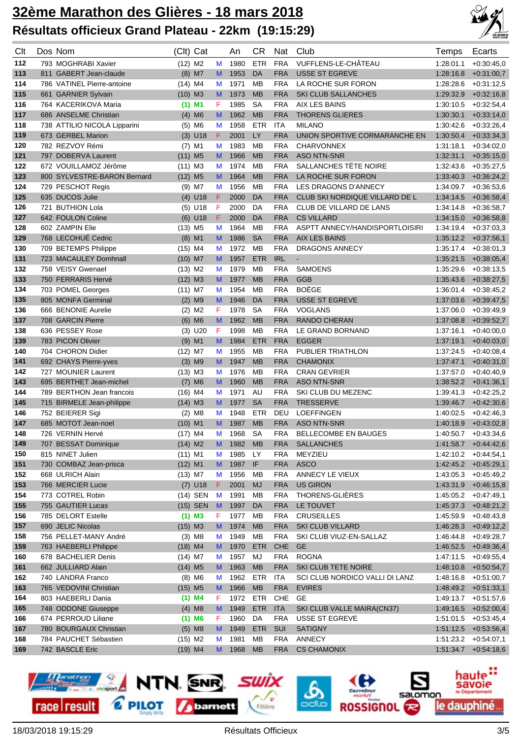# 32ème Marathon des Glières - 18 mars 2018

## Résultats officieux Grand Plateau - 22km (19:15:29)

| Clt | Dos | Nom | (Clt) | Cat | | An | CR | Nat | Club | Temps | Ecarts |
|---|---|---|---|---|---|---|---|---|---|---|---|
| 112 | 793 | MOGHRABI Xavier | (12) | M2 | M | 1980 | ETR | FRA | VUFFLENS-LE-CHÂTEAU | 1:28:01.1 | +0:30:45,0 |
| 113 | 811 | GABERT Jean-claude | (8) | M7 | M | 1953 | DA | FRA | USSE ST EGREVE | 1:28:16.8 | +0:31:00,7 |
| 114 | 786 | VATINEL Pierre-antoine | (14) | M4 | M | 1971 | MB | FRA | LA ROCHE SUR FORON | 1:28:28.6 | +0:31:12,5 |
| 115 | 661 | GARNIER Sylvain | (10) | M3 | M | 1973 | MB | FRA | SKI CLUB SALLANCHES | 1:29:32.9 | +0:32:16,8 |
| 116 | 764 | KACERIKOVA Maria | **(1)** | **M1** | F | 1985 | SA | FRA | AIX LES BAINS | 1:30:10.5 | +0:32:54,4 |
| 117 | 686 | ANSELME Christian | (4) | M6 | M | 1962 | MB | FRA | THORENS GLIERES | 1:30:30.1 | +0:33:14,0 |
| 118 | 738 | ATTILIO NICOLA Lipparini | (5) | M6 | M | 1958 | ETR | ITA | MILANO | 1:30:42.6 | +0:33:26,4 |
| 119 | 673 | GERBEL Marion | (3) | U18 | F | 2001 | LY | FRA | UNION SPORTIVE CORMARANCHE EN | 1:30:50.4 | +0:33:34,3 |
| 120 | 782 | REZVOY Rémi | (7) | M1 | M | 1983 | MB | FRA | CHARVONNEX | 1:31:18.1 | +0:34:02,0 |
| 121 | 797 | DOBERVA Laurent | (11) | M5 | M | 1966 | MB | FRA | ASO NTN-SNR | 1:32:31.1 | +0:35:15,0 |
| 122 | 672 | VOUILLAMOZ Jérôme | (11) | M3 | M | 1974 | MB | FRA | SALLANCHES TÊTE NOIRE | 1:32:43.6 | +0:35:27,5 |
| 123 | 800 | SYLVESTRE-BARON Bernard | (12) | M5 | M | 1964 | MB | FRA | LA ROCHE SUR FORON | 1:33:40.3 | +0:36:24,2 |
| 124 | 729 | PESCHOT Regis | (9) | M7 | M | 1956 | MB | FRA | LES DRAGONS D'ANNECY | 1:34:09.7 | +0:36:53,6 |
| 125 | 635 | DUCOS Julie | (4) | U18 | F | 2000 | DA | FRA | CLUB SKI NORDIQUE VILLARD DE L | 1:34:14.5 | +0:36:58,4 |
| 126 | 721 | BUTHION Lola | (5) | U18 | F | 2000 | DA | FRA | CLUB DE VILLARD DE LANS | 1:34:14.8 | +0:36:58,7 |
| 127 | 642 | FOULON Coline | (6) | U18 | F | 2000 | DA | FRA | CS VILLARD | 1:34:15.0 | +0:36:58,8 |
| 128 | 602 | ZAMPIN Elie | (13) | M5 | M | 1964 | MB | FRA | ASPTT ANNECY/HANDISPORTLOISIRI | 1:34:19.4 | +0:37:03,3 |
| 129 | 768 | LECOHUÉ Cedric | (8) | M1 | M | 1986 | SA | FRA | AIX LES BAINS | 1:35:12.2 | +0:37:56,1 |
| 130 | 709 | BETEMPS Philippe | (15) | M4 | M | 1972 | MB | FRA | DRAGONS ANNECY | 1:35:17.4 | +0:38:01,3 |
| 131 | 723 | MACAULEY Domhnall | (10) | M7 | M | 1957 | ETR | IRL | - | 1:35:21.5 | +0:38:05,4 |
| 132 | 758 | VEISY Gwenael | (13) | M2 | M | 1979 | MB | FRA | SAMOENS | 1:35:29.6 | +0:38:13,5 |
| 133 | 750 | FERRARIS Hervé | (12) | M3 | M | 1977 | MB | FRA | GGB | 1:35:43.6 | +0:38:27,5 |
| 134 | 703 | POMEL Georges | (11) | M7 | M | 1954 | MB | FRA | BOËGE | 1:36:01.4 | +0:38:45,2 |
| 135 | 805 | MONFA Germinal | (2) | M9 | M | 1946 | DA | FRA | USSE ST EGREVE | 1:37:03.6 | +0:39:47,5 |
| 136 | 666 | BENONIE Aurelie | (2) | M2 | F | 1978 | SA | FRA | VOGLANS | 1:37:06.0 | +0:39:49,9 |
| 137 | 708 | GARCIN Pierre | (6) | M6 | M | 1962 | MB | FRA | RANDO CHERAN | 1:37:08.8 | +0:39:52,7 |
| 138 | 636 | PESSEY Rose | (3) | U20 | F | 1998 | MB | FRA | LE GRAND BORNAND | 1:37:16.1 | +0:40:00,0 |
| 139 | 783 | PICON Olivier | (9) | M1 | M | 1984 | ETR | FRA | EGGER | 1:37:19.1 | +0:40:03,0 |
| 140 | 704 | CHORON Didier | (12) | M7 | M | 1955 | MB | FRA | PUBLIER TRIATHLON | 1:37:24.5 | +0:40:08,4 |
| 141 | 692 | CHAYS Pierre-yves | (3) | M9 | M | 1947 | MB | FRA | CHAMONIX | 1:37:47.1 | +0:40:31,0 |
| 142 | 727 | MOUNIER Laurent | (13) | M3 | M | 1976 | MB | FRA | CRAN GEVRIER | 1:37:57.0 | +0:40:40,9 |
| 143 | 695 | BERTHET Jean-michel | (7) | M6 | M | 1960 | MB | FRA | ASO NTN-SNR | 1:38:52.2 | +0:41:36,1 |
| 144 | 789 | BERTHON Jean francois | (16) | M4 | M | 1971 | AU | FRA | SKI CLUB DU MEZENC | 1:39:41.3 | +0:42:25,2 |
| 145 | 715 | BIRMELE Jean-philippe | (14) | M3 | M | 1977 | SA | FRA | TRESSERVE | 1:39:46.7 | +0:42:30,6 |
| 146 | 752 | BEIERER Sigi | (2) | M8 | M | 1948 | ETR | DEU | LOEFFINGEN | 1:40:02.5 | +0:42:46,3 |
| 147 | 685 | MOTOT Jean-noel | (10) | M1 | M | 1987 | MB | FRA | ASO NTN-SNR | 1:40:18.9 | +0:43:02,8 |
| 148 | 726 | VERNIN Hervé | (17) | M4 | M | 1968 | SA | FRA | BELLECOMBE EN BAUGES | 1:40:50.7 | +0:43:34,6 |
| 149 | 707 | BESSAT Dominique | (14) | M2 | M | 1982 | MB | FRA | SALLANCHES | 1:41:58.7 | +0:44:42,6 |
| 150 | 815 | NINET Julien | (11) | M1 | M | 1985 | LY | FRA | MEYZIEU | 1:42:10.2 | +0:44:54,1 |
| 151 | 730 | COMBAZ Jean-prisca | (12) | M1 | M | 1987 | IF | FRA | ASCO | 1:42:45.2 | +0:45:29,1 |
| 152 | 668 | ULRICH Alain | (13) | M7 | M | 1956 | MB | FRA | ANNECY LE VIEUX | 1:43:05.3 | +0:45:49,2 |
| 153 | 766 | MERCIER Lucie | (7) | U18 | F | 2001 | MJ | FRA | US GIRON | 1:43:31.9 | +0:46:15,8 |
| 154 | 773 | COTREL Robin | (14) | SEN | M | 1991 | MB | FRA | THORENS-GLIÈRES | 1:45:05.2 | +0:47:49,1 |
| 155 | 755 | GAUTIER Lucas | (15) | SEN | M | 1997 | DA | FRA | LE TOUVET | 1:45:37.3 | +0:48:21,2 |
| 156 | 785 | DELORT Estelle | **(1)** | **M3** | F | 1977 | MB | FRA | CRUSEILLES | 1:45:59.9 | +0:48:43,8 |
| 157 | 690 | JELIC Nicolas | (15) | M3 | M | 1974 | MB | FRA | SKI CLUB VILLARD | 1:46:28.3 | +0:49:12,2 |
| 158 | 756 | PELLET-MANY André | (3) | M8 | M | 1949 | MB | FRA | SKI CLUB VIUZ-EN-SALLAZ | 1:46:44.8 | +0:49:28,7 |
| 159 | 763 | HAEBERLI Philippe | (18) | M4 | M | 1970 | ETR | CHE | GE | 1:46:52.5 | +0:49:36,4 |
| 160 | 678 | BACHELIER Denis | (14) | M7 | M | 1957 | MJ | FRA | ROGNA | 1:47:11.5 | +0:49:55,4 |
| 161 | 662 | JULLIARD Alain | (14) | M5 | M | 1963 | MB | FRA | SKI CLUB TETE NOIRE | 1:48:10.8 | +0:50:54,7 |
| 162 | 740 | LANDRA Franco | (8) | M6 | M | 1962 | ETR | ITA | SCI CLUB NORDICO VALLI DI LANZ | 1:48:16.8 | +0:51:00,7 |
| 163 | 765 | VEDOVINI Christian | (15) | M5 | M | 1966 | MB | FRA | EVIRES | 1:48:49.2 | +0:51:33,1 |
| 164 | 803 | HAEBERLI Dania | **(1)** | **M4** | F | 1972 | ETR | CHE | GE | 1:49:13.7 | +0:51:57,6 |
| 165 | 748 | ODDONE Giuseppe | (4) | M8 | M | 1949 | ETR | ITA | SKI CLUB VALLE MAIRA(CN37) | 1:49:16.5 | +0:52:00,4 |
| 166 | 674 | PERROUD Liliane | **(1)** | **M6** | F | 1960 | DA | FRA | USSE ST EGREVE | 1:51:01.5 | +0:53:45,4 |
| 167 | 780 | BOURGAUX Christian | (5) | M8 | M | 1949 | ETR | SUI | SATIGNY | 1:51:12.5 | +0:53:56,4 |
| 168 | 784 | PAUCHET Sébastien | (15) | M2 | M | 1981 | MB | FRA | ANNECY | 1:51:23.2 | +0:54:07,1 |
| 169 | 742 | BASCLE Eric | (19) | M4 | M | 1968 | MB | FRA | CS CHAMONIX | 1:51:34.7 | +0:54:18,6 |

18/03/2018 19:15:29 — Résultats Officieux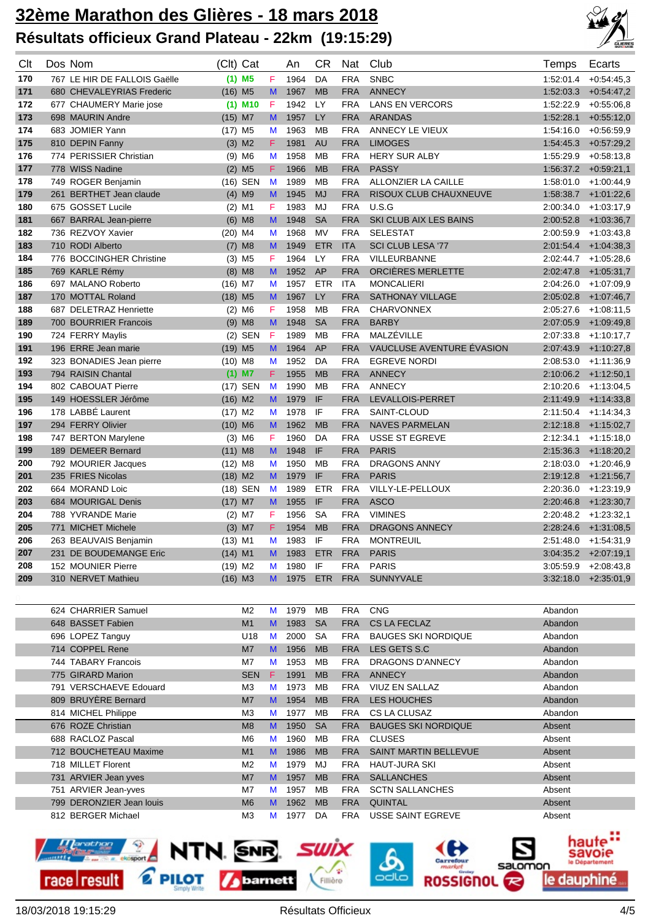# 32ème Marathon des Glières - 18 mars 2018

## Résultats officieux Grand Plateau - 22km (19:15:29)

| Clt | Dos | Nom | (Clt) | Cat | | An | CR | Nat | Club | Temps | Ecarts |
|---|---|---|---|---|---|---|---|---|---|---|---|
| 170 | 767 | LE HIR DE FALLOIS Gaëlle | (1) | M5 | F | 1964 | DA | FRA | SNBC | 1:52:01.4 | +0:54:45,3 |
| 171 | 680 | CHEVALEYRIAS Frederic | (16) | M5 | M | 1967 | MB | FRA | ANNECY | 1:52:03.3 | +0:54:47,2 |
| 172 | 677 | CHAUMERY Marie jose | (1) | M10 | F | 1942 | LY | FRA | LANS EN VERCORS | 1:52:22.9 | +0:55:06,8 |
| 173 | 698 | MAURIN Andre | (15) | M7 | M | 1957 | LY | FRA | ARANDAS | 1:52:28.1 | +0:55:12,0 |
| 174 | 683 | JOMIER Yann | (17) | M5 | M | 1963 | MB | FRA | ANNECY LE VIEUX | 1:54:16.0 | +0:56:59,9 |
| 175 | 810 | DEPIN Fanny | (3) | M2 | F | 1981 | AU | FRA | LIMOGES | 1:54:45.3 | +0:57:29,2 |
| 176 | 774 | PERISSIER Christian | (9) | M6 | M | 1958 | MB | FRA | HERY SUR ALBY | 1:55:29.9 | +0:58:13,8 |
| 177 | 778 | WISS Nadine | (2) | M5 | F | 1966 | MB | FRA | PASSY | 1:56:37.2 | +0:59:21,1 |
| 178 | 749 | ROGER Benjamin | (16) | SEN | M | 1989 | MB | FRA | ALLONZIER LA CAILLE | 1:58:01.0 | +1:00:44,9 |
| 179 | 261 | BERTHET Jean claude | (4) | M9 | M | 1945 | MJ | FRA | RISOUX CLUB CHAUXNEUVE | 1:58:38.7 | +1:01:22,6 |
| 180 | 675 | GOSSET Lucile | (2) | M1 | F | 1983 | MJ | FRA | U.S.G | 2:00:34.0 | +1:03:17,9 |
| 181 | 667 | BARRAL Jean-pierre | (6) | M8 | M | 1948 | SA | FRA | SKI CLUB AIX LES BAINS | 2:00:52.8 | +1:03:36,7 |
| 182 | 736 | REZVOY Xavier | (20) | M4 | M | 1968 | MV | FRA | SELESTAT | 2:00:59.9 | +1:03:43,8 |
| 183 | 710 | RODI Alberto | (7) | M8 | M | 1949 | ETR | ITA | SCI CLUB LESA '77 | 2:01:54.4 | +1:04:38,3 |
| 184 | 776 | BOCCINGHER Christine | (3) | M5 | F | 1964 | LY | FRA | VILLEURBANNE | 2:02:44.7 | +1:05:28,6 |
| 185 | 769 | KARLE Rémy | (8) | M8 | M | 1952 | AP | FRA | ORCIÈRES MERLETTE | 2:02:47.8 | +1:05:31,7 |
| 186 | 697 | MALANO Roberto | (16) | M7 | M | 1957 | ETR | ITA | MONCALIERI | 2:04:26.0 | +1:07:09,9 |
| 187 | 170 | MOTTAL Roland | (18) | M5 | M | 1967 | LY | FRA | SATHONAY VILLAGE | 2:05:02.8 | +1:07:46,7 |
| 188 | 687 | DELETRAZ Henriette | (2) | M6 | F | 1958 | MB | FRA | CHARVONNEX | 2:05:27.6 | +1:08:11,5 |
| 189 | 700 | BOURRIER Francois | (9) | M8 | M | 1948 | SA | FRA | BARBY | 2:07:05.9 | +1:09:49,8 |
| 190 | 724 | FERRY Maylis | (2) | SEN | F | 1989 | MB | FRA | MALZÉVILLE | 2:07:33.8 | +1:10:17,7 |
| 191 | 196 | ERRE Jean marie | (19) | M5 | M | 1964 | AP | FRA | VAUCLUSE AVENTURE ÉVASION | 2:07:43.9 | +1:10:27,8 |
| 192 | 323 | BONADIES Jean pierre | (10) | M8 | M | 1952 | DA | FRA | EGREVE NORDI | 2:08:53.0 | +1:11:36,9 |
| 193 | 794 | RAISIN Chantal | (1) | M7 | F | 1955 | MB | FRA | ANNECY | 2:10:06.2 | +1:12:50,1 |
| 194 | 802 | CABOUAT Pierre | (17) | SEN | M | 1990 | MB | FRA | ANNECY | 2:10:20.6 | +1:13:04,5 |
| 195 | 149 | HOESSLER Jérôme | (16) | M2 | M | 1979 | IF | FRA | LEVALLOIS-PERRET | 2:11:49.9 | +1:14:33,8 |
| 196 | 178 | LABBÉ Laurent | (17) | M2 | M | 1978 | IF | FRA | SAINT-CLOUD | 2:11:50.4 | +1:14:34,3 |
| 197 | 294 | FERRY Olivier | (10) | M6 | M | 1962 | MB | FRA | NAVES PARMELAN | 2:12:18.8 | +1:15:02,7 |
| 198 | 747 | BERTON Marylene | (3) | M6 | F | 1960 | DA | FRA | USSE ST EGREVE | 2:12:34.1 | +1:15:18,0 |
| 199 | 189 | DEMEER Bernard | (11) | M8 | M | 1948 | IF | FRA | PARIS | 2:15:36.3 | +1:18:20,2 |
| 200 | 792 | MOURIER Jacques | (12) | M8 | M | 1950 | MB | FRA | DRAGONS ANNY | 2:18:03.0 | +1:20:46,9 |
| 201 | 235 | FRIES Nicolas | (18) | M2 | M | 1979 | IF | FRA | PARIS | 2:19:12.8 | +1:21:56,7 |
| 202 | 664 | MORAND Loic | (18) | SEN | M | 1989 | ETR | FRA | VILLY-LE-PELLOUX | 2:20:36.0 | +1:23:19,9 |
| 203 | 684 | MOURIGAL Denis | (17) | M7 | M | 1955 | IF | FRA | ASCO | 2:20:46.8 | +1:23:30,7 |
| 204 | 788 | YVRANDE Marie | (2) | M7 | F | 1956 | SA | FRA | VIMINES | 2:20:48.2 | +1:23:32,1 |
| 205 | 771 | MICHET Michele | (3) | M7 | F | 1954 | MB | FRA | DRAGONS ANNECY | 2:28:24.6 | +1:31:08,5 |
| 206 | 263 | BEAUVAIS Benjamin | (13) | M1 | M | 1983 | IF | FRA | MONTREUIL | 2:51:48.0 | +1:54:31,9 |
| 207 | 231 | DE BOUDEMANGE Eric | (14) | M1 | M | 1983 | ETR | FRA | PARIS | 3:04:35.2 | +2:07:19,1 |
| 208 | 152 | MOUNIER Pierre | (19) | M2 | M | 1980 | IF | FRA | PARIS | 3:05:59.9 | +2:08:43,8 |
| 209 | 310 | NERVET Mathieu | (16) | M3 | M | 1975 | ETR | FRA | SUNNYVALE | 3:32:18.0 | +2:35:01,9 |
| | 624 | CHARRIER Samuel | | M2 | M | 1979 | MB | FRA | CNG | Abandon | |
| | 648 | BASSET Fabien | | M1 | M | 1983 | SA | FRA | CS LA FECLAZ | Abandon | |
| | 696 | LOPEZ Tanguy | | U18 | M | 2000 | SA | FRA | BAUGES SKI NORDIQUE | Abandon | |
| | 714 | COPPEL Rene | | M7 | M | 1956 | MB | FRA | LES GETS S.C | Abandon | |
| | 744 | TABARY Francois | | M7 | M | 1953 | MB | FRA | DRAGONS D'ANNECY | Abandon | |
| | 775 | GIRARD Marion | | SEN | F | 1991 | MB | FRA | ANNECY | Abandon | |
| | 791 | VERSCHAEVE Edouard | | M3 | M | 1973 | MB | FRA | VIUZ EN SALLAZ | Abandon | |
| | 809 | BRUYÈRE Bernard | | M7 | M | 1954 | MB | FRA | LES HOUCHES | Abandon | |
| | 814 | MICHEL Philippe | | M3 | M | 1977 | MB | FRA | CS LA CLUSAZ | Abandon | |
| | 676 | ROZE Christian | | M8 | M | 1950 | SA | FRA | BAUGES SKI NORDIQUE | Absent | |
| | 688 | RACLOZ Pascal | | M6 | M | 1960 | MB | FRA | CLUSES | Absent | |
| | 712 | BOUCHETEAU Maxime | | M1 | M | 1986 | MB | FRA | SAINT MARTIN BELLEVUE | Absent | |
| | 718 | MILLET Florent | | M2 | M | 1979 | MJ | FRA | HAUT-JURA SKI | Absent | |
| | 731 | ARVIER Jean yves | | M7 | M | 1957 | MB | FRA | SALLANCHES | Absent | |
| | 751 | ARVIER Jean-yves | | M7 | M | 1957 | MB | FRA | SCTN SALLANCHES | Absent | |
| | 799 | DERONZIER Jean louis | | M6 | M | 1962 | MB | FRA | QUINTAL | Absent | |
| | 812 | BERGER Michael | | M3 | M | 1977 | DA | FRA | USSE SAINT EGREVE | Absent | |

18/03/2018 19:15:29 — Résultats Officieux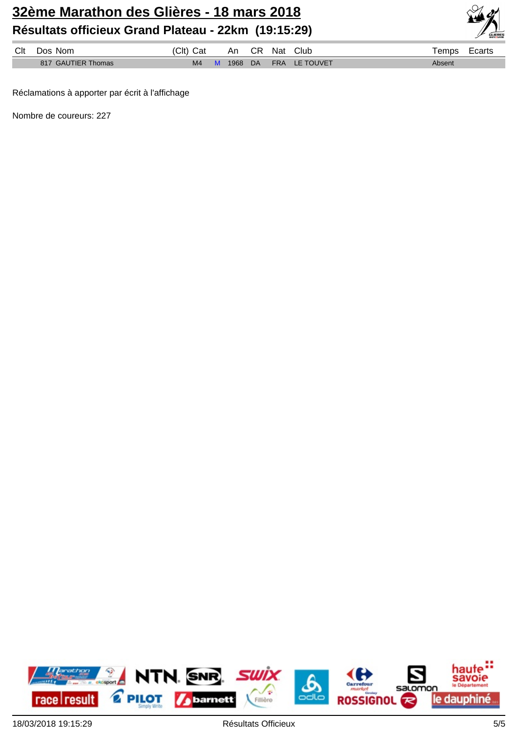# 32ème Marathon des Glières - 18 mars 2018

## Résultats officieux Grand Plateau - 22km (19:15:29)

| Clt | Dos | Nom | (Clt) | Cat | | An | CR | Nat | Club | Temps | Ecarts |
|---|---|---|---|---|---|---|---|---|---|---|---|
| | 817 | GAUTIER Thomas | | M4 | M | 1968 | DA | FRA | LE TOUVET | Absent | |

Réclamations à apporter par écrit à l'affichage

Nombre de coureurs: 227

18/03/2018 19:15:29 Résultats Officieux